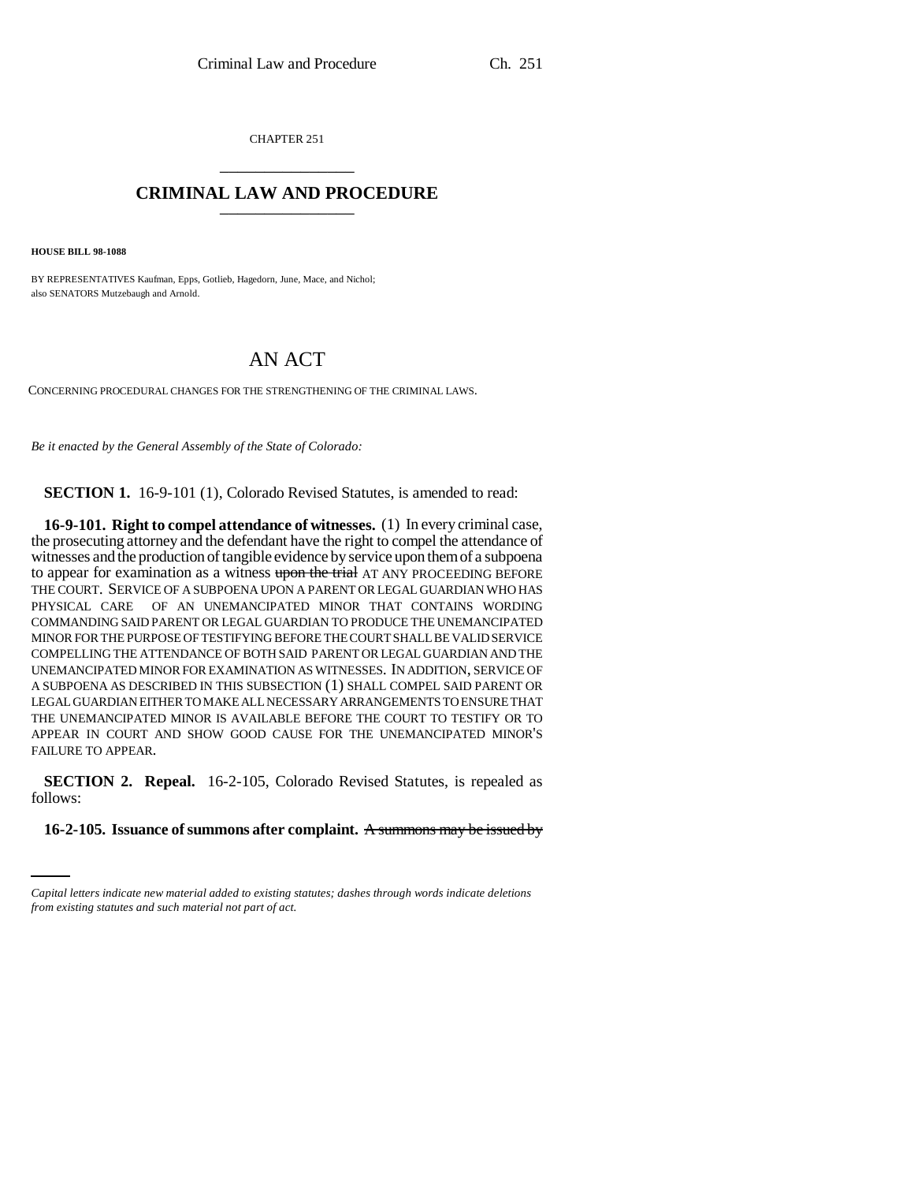CHAPTER 251

# CRIMINAL LAW AND PROCEDURE

**HOUSE BILL 98-1088**

BY REPRESENTATIVES Kaufman, Epps, Gotlieb, Hagedorn, June, Mace, and Nichol; also SENATORS Mutzebaugh and Arnold.

# AN ACT

CONCERNING PROCEDURAL CHANGES FOR THE STRENGTHENING OF THE CRIMINAL LAWS.

*Be it enacted by the General Assembly of the State of Colorado:*

**SECTION 1.** 16-9-101 (1), Colorado Revised Statutes, is amended to read:

**16-9-101. Right to compel attendance of witnesses.** (1) In every criminal case, the prosecuting attorney and the defendant have the right to compel the attendance of witnesses and the production of tangible evidence by service upon them of a subpoena to appear for examination as a witness ~~upon the trial~~ AT ANY PROCEEDING BEFORE THE COURT. SERVICE OF A SUBPOENA UPON A PARENT OR LEGAL GUARDIAN WHO HAS PHYSICAL CARE OF AN UNEMANCIPATED MINOR THAT CONTAINS WORDING COMMANDING SAID PARENT OR LEGAL GUARDIAN TO PRODUCE THE UNEMANCIPATED MINOR FOR THE PURPOSE OF TESTIFYING BEFORE THE COURT SHALL BE VALID SERVICE COMPELLING THE ATTENDANCE OF BOTH SAID PARENT OR LEGAL GUARDIAN AND THE UNEMANCIPATED MINOR FOR EXAMINATION AS WITNESSES. IN ADDITION, SERVICE OF A SUBPOENA AS DESCRIBED IN THIS SUBSECTION (1) SHALL COMPEL SAID PARENT OR LEGAL GUARDIAN EITHER TO MAKE ALL NECESSARY ARRANGEMENTS TO ENSURE THAT THE UNEMANCIPATED MINOR IS AVAILABLE BEFORE THE COURT TO TESTIFY OR TO APPEAR IN COURT AND SHOW GOOD CAUSE FOR THE UNEMANCIPATED MINOR'S FAILURE TO APPEAR.

**SECTION 2. Repeal.** 16-2-105, Colorado Revised Statutes, is repealed as follows:

**16-2-105. Issuance of summons after complaint.** ~~A summons may be issued by~~

*Capital letters indicate new material added to existing statutes; dashes through words indicate deletions from existing statutes and such material not part of act.*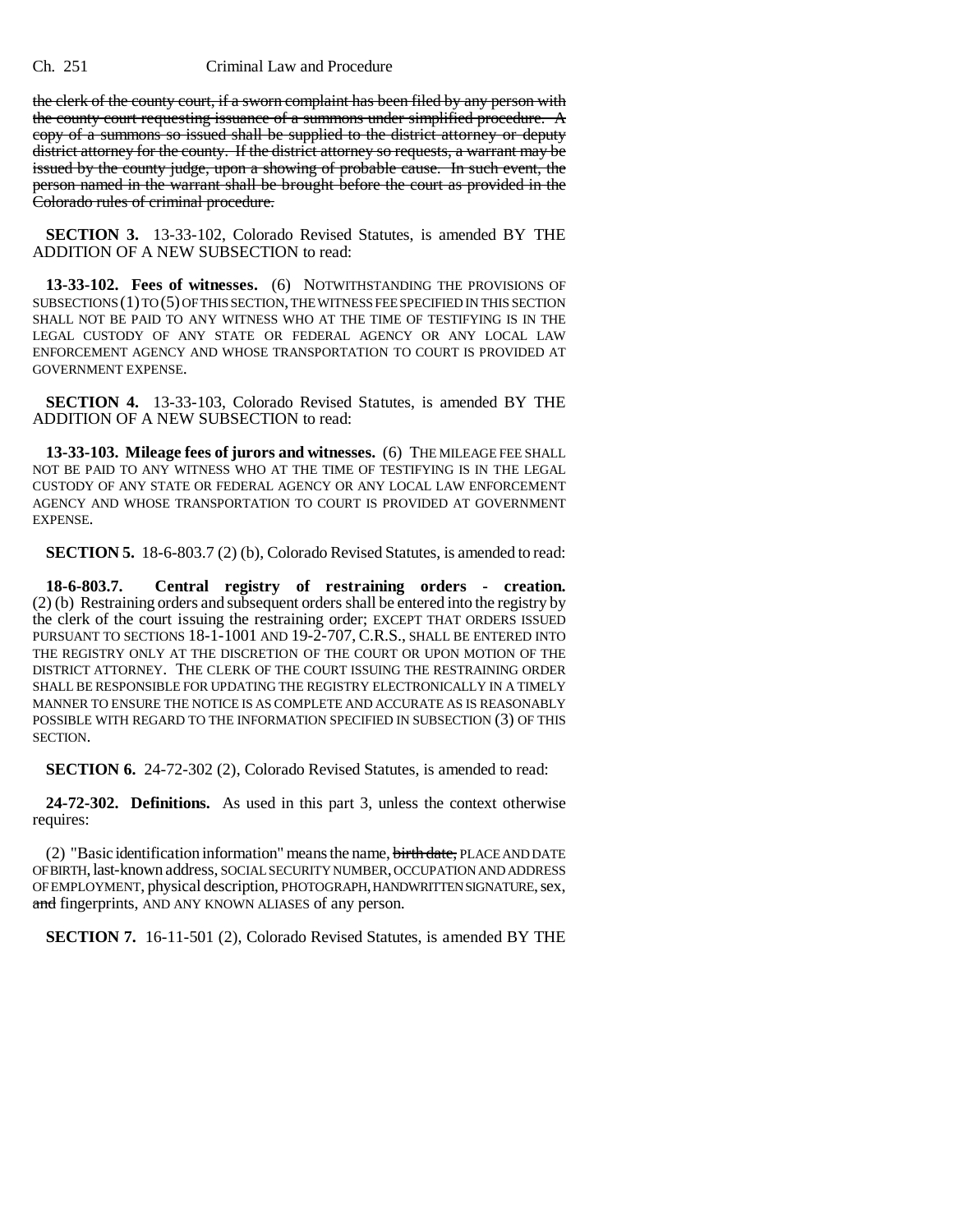~~the clerk of the county court, if a sworn complaint has been filed by any person with the county court requesting issuance of a summons under simplified procedure. A copy of a summons so issued shall be supplied to the district attorney or deputy district attorney for the county. If the district attorney so requests, a warrant may be issued by the county judge, upon a showing of probable cause. In such event, the person named in the warrant shall be brought before the court as provided in the Colorado rules of criminal procedure.~~

**SECTION 3.** 13-33-102, Colorado Revised Statutes, is amended BY THE ADDITION OF A NEW SUBSECTION to read:

**13-33-102. Fees of witnesses.** (6) NOTWITHSTANDING THE PROVISIONS OF SUBSECTIONS (1) TO (5) OF THIS SECTION, THE WITNESS FEE SPECIFIED IN THIS SECTION SHALL NOT BE PAID TO ANY WITNESS WHO AT THE TIME OF TESTIFYING IS IN THE LEGAL CUSTODY OF ANY STATE OR FEDERAL AGENCY OR ANY LOCAL LAW ENFORCEMENT AGENCY AND WHOSE TRANSPORTATION TO COURT IS PROVIDED AT GOVERNMENT EXPENSE.

**SECTION 4.** 13-33-103, Colorado Revised Statutes, is amended BY THE ADDITION OF A NEW SUBSECTION to read:

**13-33-103. Mileage fees of jurors and witnesses.** (6) THE MILEAGE FEE SHALL NOT BE PAID TO ANY WITNESS WHO AT THE TIME OF TESTIFYING IS IN THE LEGAL CUSTODY OF ANY STATE OR FEDERAL AGENCY OR ANY LOCAL LAW ENFORCEMENT AGENCY AND WHOSE TRANSPORTATION TO COURT IS PROVIDED AT GOVERNMENT EXPENSE.

**SECTION 5.** 18-6-803.7 (2) (b), Colorado Revised Statutes, is amended to read:

**18-6-803.7. Central registry of restraining orders - creation.** (2) (b) Restraining orders and subsequent orders shall be entered into the registry by the clerk of the court issuing the restraining order; EXCEPT THAT ORDERS ISSUED PURSUANT TO SECTIONS 18-1-1001 AND 19-2-707, C.R.S., SHALL BE ENTERED INTO THE REGISTRY ONLY AT THE DISCRETION OF THE COURT OR UPON MOTION OF THE DISTRICT ATTORNEY. THE CLERK OF THE COURT ISSUING THE RESTRAINING ORDER SHALL BE RESPONSIBLE FOR UPDATING THE REGISTRY ELECTRONICALLY IN A TIMELY MANNER TO ENSURE THE NOTICE IS AS COMPLETE AND ACCURATE AS IS REASONABLY POSSIBLE WITH REGARD TO THE INFORMATION SPECIFIED IN SUBSECTION (3) OF THIS SECTION.

**SECTION 6.** 24-72-302 (2), Colorado Revised Statutes, is amended to read:

**24-72-302. Definitions.** As used in this part 3, unless the context otherwise requires:

(2) "Basic identification information" means the name, ~~birth date,~~ PLACE AND DATE OF BIRTH, last-known address, SOCIAL SECURITY NUMBER, OCCUPATION AND ADDRESS OF EMPLOYMENT, physical description, PHOTOGRAPH, HANDWRITTEN SIGNATURE, sex, ~~and~~ fingerprints, AND ANY KNOWN ALIASES of any person.

**SECTION 7.** 16-11-501 (2), Colorado Revised Statutes, is amended BY THE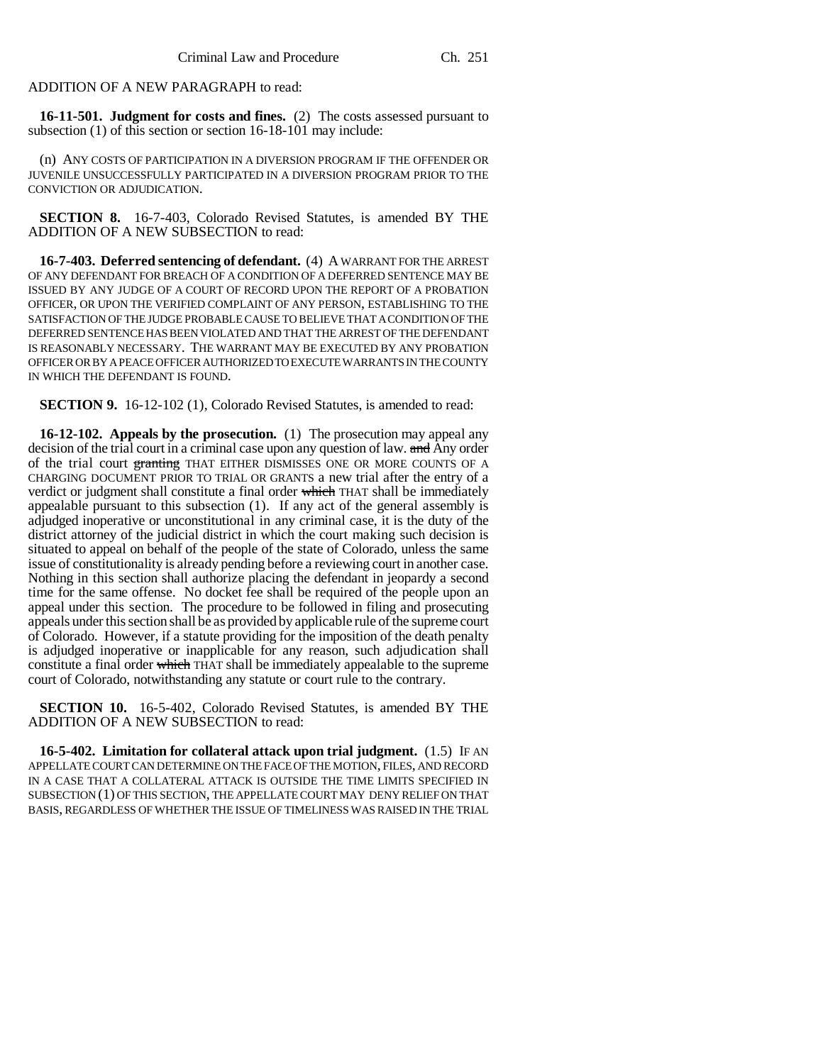ADDITION OF A NEW PARAGRAPH to read:

**16-11-501. Judgment for costs and fines.** (2) The costs assessed pursuant to subsection (1) of this section or section 16-18-101 may include:

(n) ANY COSTS OF PARTICIPATION IN A DIVERSION PROGRAM IF THE OFFENDER OR JUVENILE UNSUCCESSFULLY PARTICIPATED IN A DIVERSION PROGRAM PRIOR TO THE CONVICTION OR ADJUDICATION.

**SECTION 8.** 16-7-403, Colorado Revised Statutes, is amended BY THE ADDITION OF A NEW SUBSECTION to read:

**16-7-403. Deferred sentencing of defendant.** (4) A WARRANT FOR THE ARREST OF ANY DEFENDANT FOR BREACH OF A CONDITION OF A DEFERRED SENTENCE MAY BE ISSUED BY ANY JUDGE OF A COURT OF RECORD UPON THE REPORT OF A PROBATION OFFICER, OR UPON THE VERIFIED COMPLAINT OF ANY PERSON, ESTABLISHING TO THE SATISFACTION OF THE JUDGE PROBABLE CAUSE TO BELIEVE THAT A CONDITION OF THE DEFERRED SENTENCE HAS BEEN VIOLATED AND THAT THE ARREST OF THE DEFENDANT IS REASONABLY NECESSARY. THE WARRANT MAY BE EXECUTED BY ANY PROBATION OFFICER OR BY A PEACE OFFICER AUTHORIZED TO EXECUTE WARRANTS IN THE COUNTY IN WHICH THE DEFENDANT IS FOUND.

**SECTION 9.** 16-12-102 (1), Colorado Revised Statutes, is amended to read:

**16-12-102. Appeals by the prosecution.** (1) The prosecution may appeal any decision of the trial court in a criminal case upon any question of law. ~~and~~ Any order of the trial court ~~granting~~ THAT EITHER DISMISSES ONE OR MORE COUNTS OF A CHARGING DOCUMENT PRIOR TO TRIAL OR GRANTS a new trial after the entry of a verdict or judgment shall constitute a final order ~~which~~ THAT shall be immediately appealable pursuant to this subsection (1). If any act of the general assembly is adjudged inoperative or unconstitutional in any criminal case, it is the duty of the district attorney of the judicial district in which the court making such decision is situated to appeal on behalf of the people of the state of Colorado, unless the same issue of constitutionality is already pending before a reviewing court in another case. Nothing in this section shall authorize placing the defendant in jeopardy a second time for the same offense. No docket fee shall be required of the people upon an appeal under this section. The procedure to be followed in filing and prosecuting appeals under this section shall be as provided by applicable rule of the supreme court of Colorado. However, if a statute providing for the imposition of the death penalty is adjudged inoperative or inapplicable for any reason, such adjudication shall constitute a final order ~~which~~ THAT shall be immediately appealable to the supreme court of Colorado, notwithstanding any statute or court rule to the contrary.

**SECTION 10.** 16-5-402, Colorado Revised Statutes, is amended BY THE ADDITION OF A NEW SUBSECTION to read:

**16-5-402. Limitation for collateral attack upon trial judgment.** (1.5) IF AN APPELLATE COURT CAN DETERMINE ON THE FACE OF THE MOTION, FILES, AND RECORD IN A CASE THAT A COLLATERAL ATTACK IS OUTSIDE THE TIME LIMITS SPECIFIED IN SUBSECTION (1) OF THIS SECTION, THE APPELLATE COURT MAY DENY RELIEF ON THAT BASIS, REGARDLESS OF WHETHER THE ISSUE OF TIMELINESS WAS RAISED IN THE TRIAL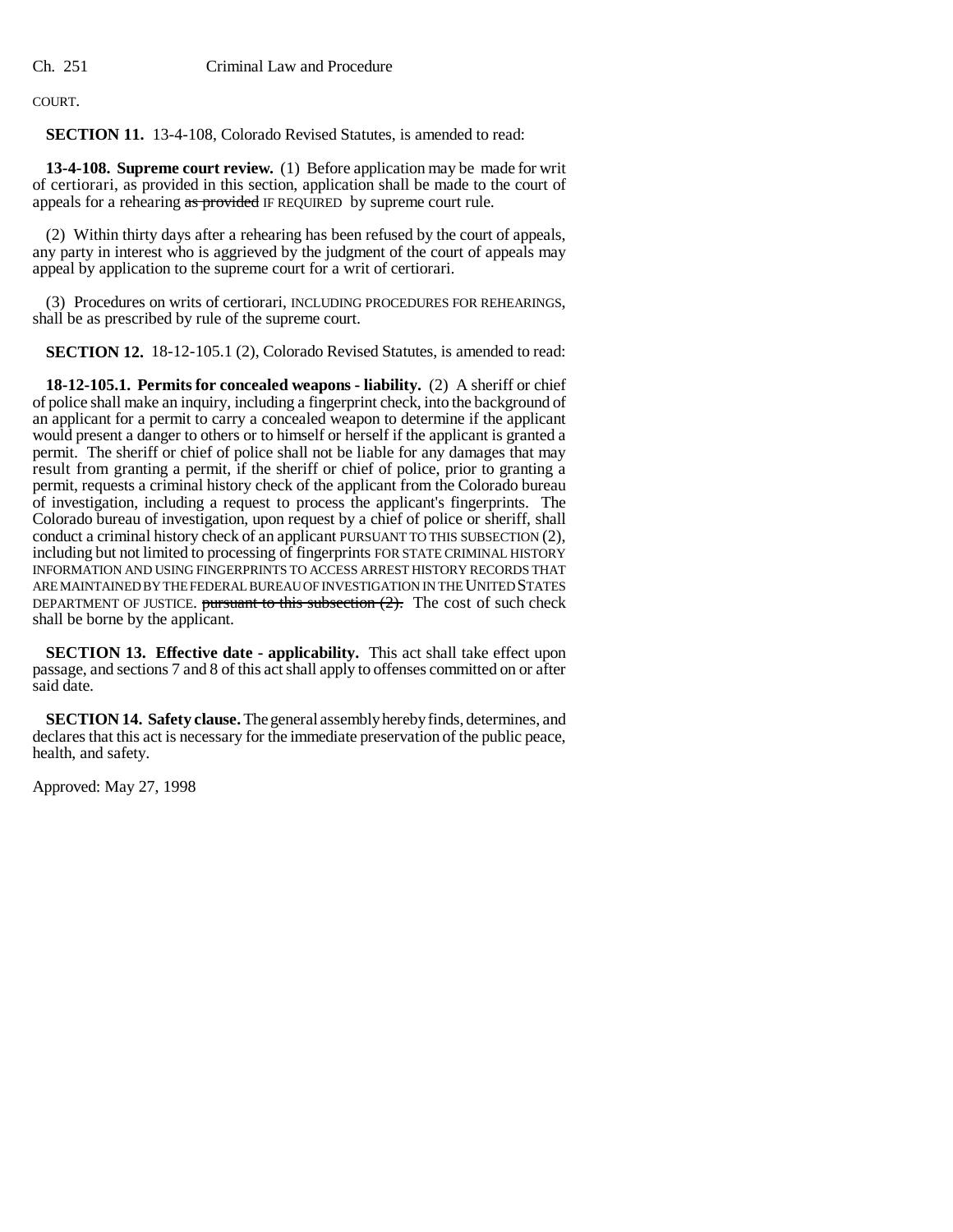COURT.

**SECTION 11.** 13-4-108, Colorado Revised Statutes, is amended to read:

**13-4-108. Supreme court review.** (1) Before application may be made for writ of certiorari, as provided in this section, application shall be made to the court of appeals for a rehearing ~~as provided~~ IF REQUIRED by supreme court rule.

(2) Within thirty days after a rehearing has been refused by the court of appeals, any party in interest who is aggrieved by the judgment of the court of appeals may appeal by application to the supreme court for a writ of certiorari.

(3) Procedures on writs of certiorari, INCLUDING PROCEDURES FOR REHEARINGS, shall be as prescribed by rule of the supreme court.

**SECTION 12.** 18-12-105.1 (2), Colorado Revised Statutes, is amended to read:

**18-12-105.1. Permits for concealed weapons - liability.** (2) A sheriff or chief of police shall make an inquiry, including a fingerprint check, into the background of an applicant for a permit to carry a concealed weapon to determine if the applicant would present a danger to others or to himself or herself if the applicant is granted a permit. The sheriff or chief of police shall not be liable for any damages that may result from granting a permit, if the sheriff or chief of police, prior to granting a permit, requests a criminal history check of the applicant from the Colorado bureau of investigation, including a request to process the applicant's fingerprints. The Colorado bureau of investigation, upon request by a chief of police or sheriff, shall conduct a criminal history check of an applicant PURSUANT TO THIS SUBSECTION (2), including but not limited to processing of fingerprints FOR STATE CRIMINAL HISTORY INFORMATION AND USING FINGERPRINTS TO ACCESS ARREST HISTORY RECORDS THAT ARE MAINTAINED BY THE FEDERAL BUREAU OF INVESTIGATION IN THE UNITED STATES DEPARTMENT OF JUSTICE. ~~pursuant to this subsection (2).~~ The cost of such check shall be borne by the applicant.

**SECTION 13. Effective date - applicability.** This act shall take effect upon passage, and sections 7 and 8 of this act shall apply to offenses committed on or after said date.

**SECTION 14. Safety clause.** The general assembly hereby finds, determines, and declares that this act is necessary for the immediate preservation of the public peace, health, and safety.

Approved: May 27, 1998